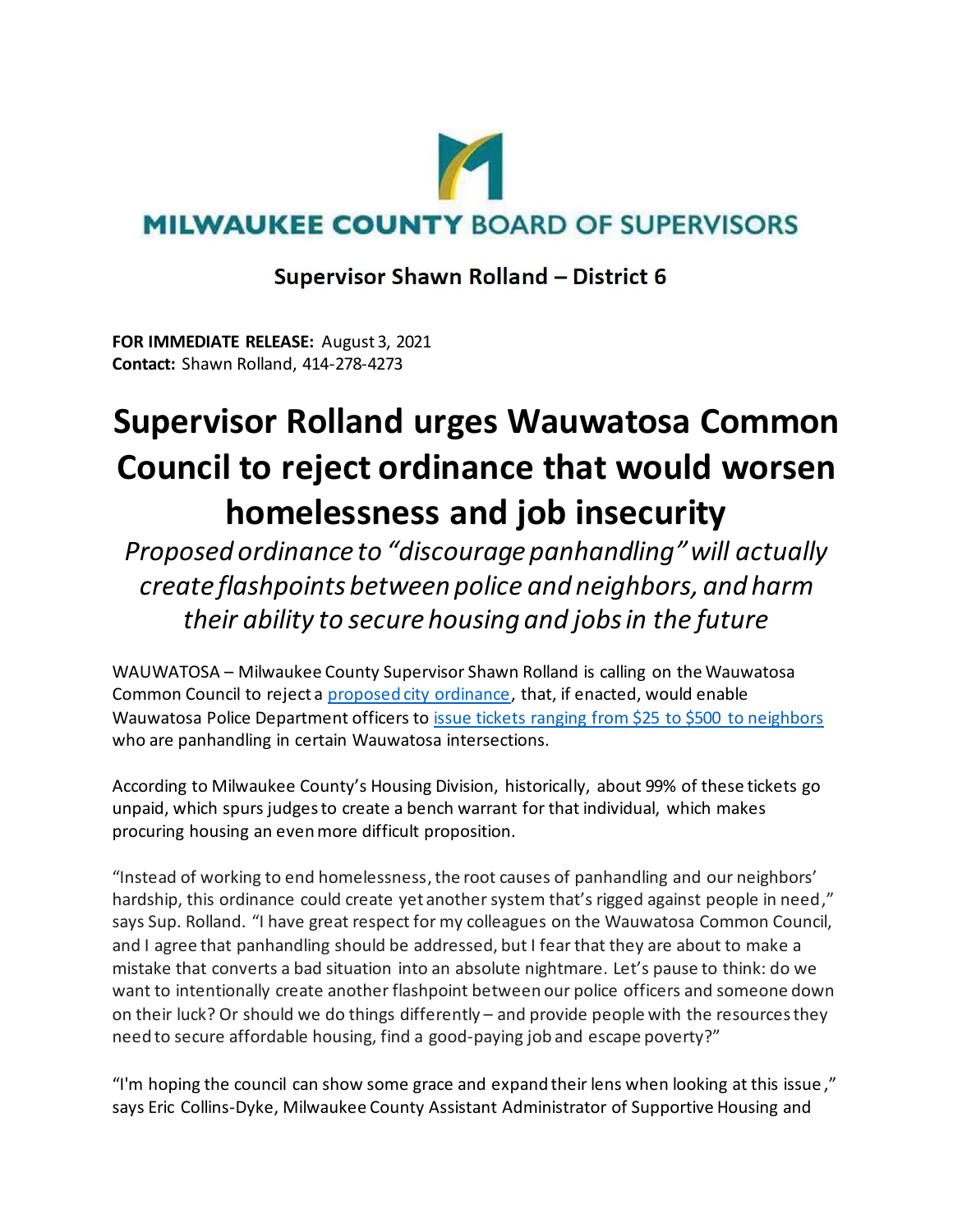**MILWAUKEE COUNTY BOARD OF SUPERVISORS**

**Supervisor Shawn Rolland – District 6**

**FOR IMMEDIATE RELEASE:** August 3, 2021
**Contact:** Shawn Rolland, 414-278-4273

# Supervisor Rolland urges Wauwatosa Common Council to reject ordinance that would worsen homelessness and job insecurity

*Proposed ordinance to "discourage panhandling" will actually create flashpoints between police and neighbors, and harm their ability to secure housing and jobs in the future*

WAUWATOSA – Milwaukee County Supervisor Shawn Rolland is calling on the Wauwatosa Common Council to reject a proposed city ordinance, that, if enacted, would enable Wauwatosa Police Department officers to issue tickets ranging from $25 to $500 to neighbors who are panhandling in certain Wauwatosa intersections.

According to Milwaukee County's Housing Division, historically, about 99% of these tickets go unpaid, which spurs judges to create a bench warrant for that individual, which makes procuring housing an even more difficult proposition.

"Instead of working to end homelessness, the root causes of panhandling and our neighbors' hardship, this ordinance could create yet another system that's rigged against people in need," says Sup. Rolland. "I have great respect for my colleagues on the Wauwatosa Common Council, and I agree that panhandling should be addressed, but I fear that they are about to make a mistake that converts a bad situation into an absolute nightmare. Let's pause to think: do we want to intentionally create another flashpoint between our police officers and someone down on their luck? Or should we do things differently – and provide people with the resources they need to secure affordable housing, find a good-paying job and escape poverty?"

"I'm hoping the council can show some grace and expand their lens when looking at this issue," says Eric Collins-Dyke, Milwaukee County Assistant Administrator of Supportive Housing and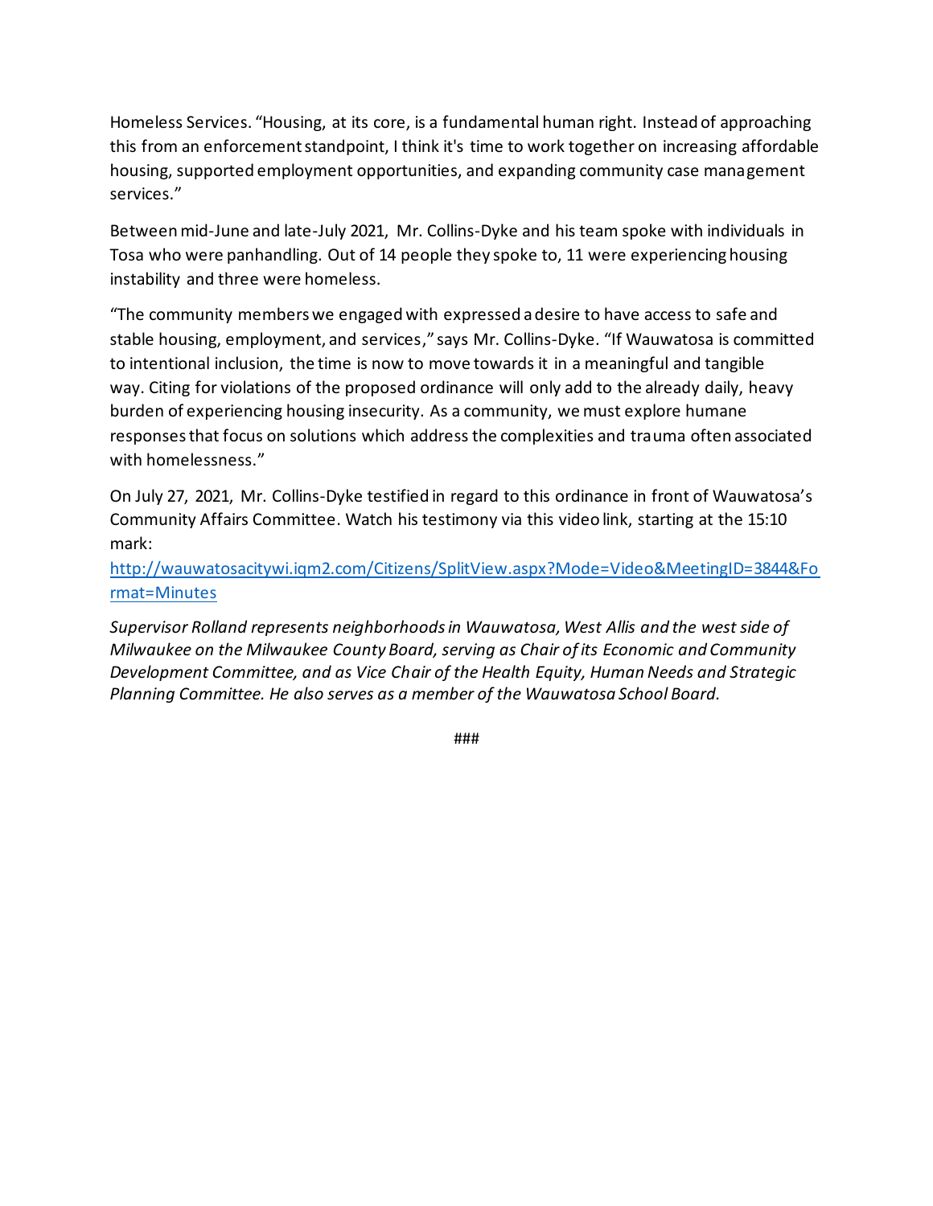Homeless Services. "Housing, at its core, is a fundamental human right. Instead of approaching this from an enforcement standpoint, I think it's time to work together on increasing affordable housing, supported employment opportunities, and expanding community case management services."

Between mid-June and late-July 2021, Mr. Collins-Dyke and his team spoke with individuals in Tosa who were panhandling. Out of 14 people they spoke to, 11 were experiencing housing instability and three were homeless.

"The community members we engaged with expressed a desire to have access to safe and stable housing, employment, and services," says Mr. Collins-Dyke. "If Wauwatosa is committed to intentional inclusion, the time is now to move towards it in a meaningful and tangible way. Citing for violations of the proposed ordinance will only add to the already daily, heavy burden of experiencing housing insecurity. As a community, we must explore humane responses that focus on solutions which address the complexities and trauma often associated with homelessness."

On July 27, 2021, Mr. Collins-Dyke testified in regard to this ordinance in front of Wauwatosa's Community Affairs Committee. Watch his testimony via this video link, starting at the 15:10 mark:
http://wauwatosacitywi.iqm2.com/Citizens/SplitView.aspx?Mode=Video&MeetingID=3844&Format=Minutes

*Supervisor Rolland represents neighborhoods in Wauwatosa, West Allis and the west side of Milwaukee on the Milwaukee County Board, serving as Chair of its Economic and Community Development Committee, and as Vice Chair of the Health Equity, Human Needs and Strategic Planning Committee. He also serves as a member of the Wauwatosa School Board.*

###